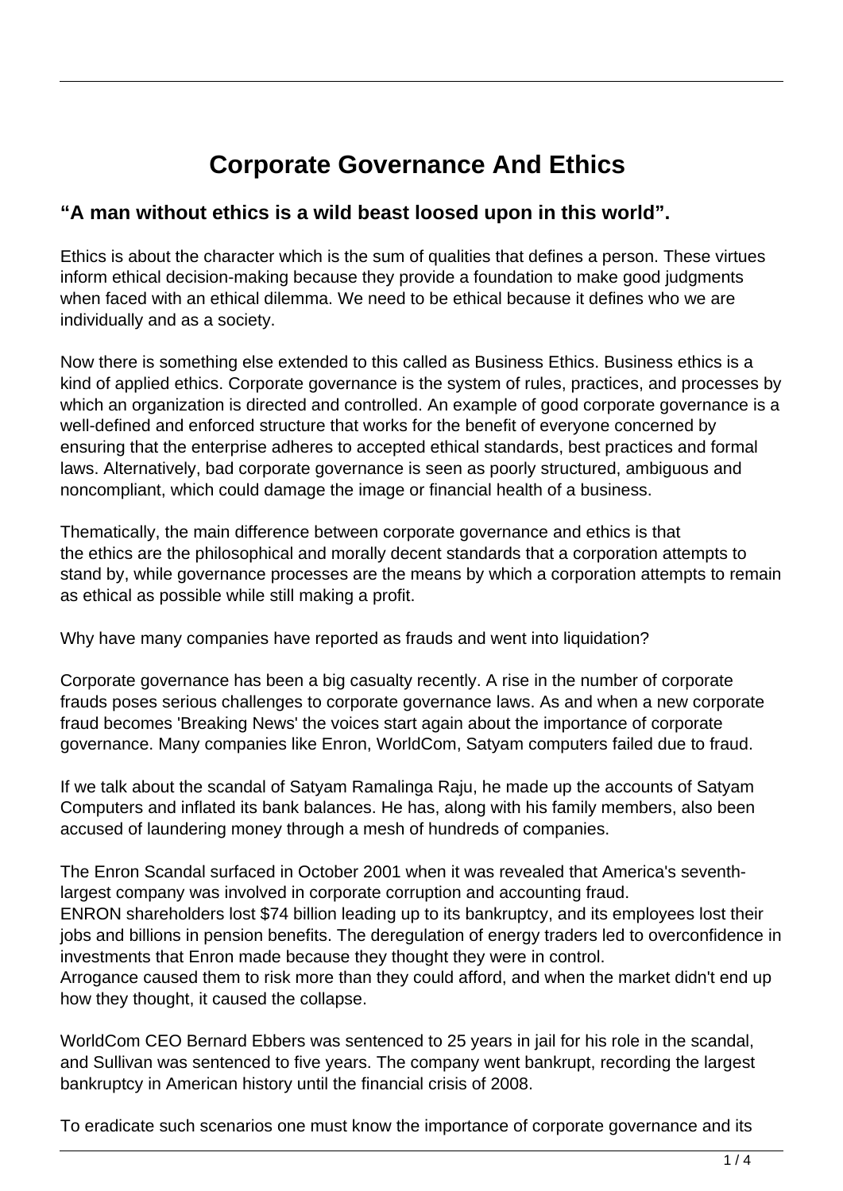# Corporate Governance And Ethics

## **“A man without ethics is a wild beast loosed upon in this world”.**

Ethics is about the character which is the sum of qualities that defines a person. These virtues inform ethical decision-making because they provide a foundation to make good judgments when faced with an ethical dilemma. We need to be ethical because it defines who we are individually and as a society.

Now there is something else extended to this called as Business Ethics. Business ethics is a kind of applied ethics. Corporate governance is the system of rules, practices, and processes by which an organization is directed and controlled. An example of good corporate governance is a well-defined and enforced structure that works for the benefit of everyone concerned by ensuring that the enterprise adheres to accepted ethical standards, best practices and formal laws. Alternatively, bad corporate governance is seen as poorly structured, ambiguous and noncompliant, which could damage the image or financial health of a business.

Thematically, the main difference between corporate governance and ethics is that the ethics are the philosophical and morally decent standards that a corporation attempts to stand by, while governance processes are the means by which a corporation attempts to remain as ethical as possible while still making a profit.

Why have many companies have reported as frauds and went into liquidation?

Corporate governance has been a big casualty recently. A rise in the number of corporate frauds poses serious challenges to corporate governance laws. As and when a new corporate fraud becomes 'Breaking News' the voices start again about the importance of corporate governance. Many companies like Enron, WorldCom, Satyam computers failed due to fraud.

If we talk about the scandal of Satyam Ramalinga Raju, he made up the accounts of Satyam Computers and inflated its bank balances. He has, along with his family members, also been accused of laundering money through a mesh of hundreds of companies.

The Enron Scandal surfaced in October 2001 when it was revealed that America's seventh-largest company was involved in corporate corruption and accounting fraud.
ENRON shareholders lost $74 billion leading up to its bankruptcy, and its employees lost their jobs and billions in pension benefits. The deregulation of energy traders led to overconfidence in investments that Enron made because they thought they were in control.
Arrogance caused them to risk more than they could afford, and when the market didn't end up how they thought, it caused the collapse.

WorldCom CEO Bernard Ebbers was sentenced to 25 years in jail for his role in the scandal, and Sullivan was sentenced to five years. The company went bankrupt, recording the largest bankruptcy in American history until the financial crisis of 2008.

To eradicate such scenarios one must know the importance of corporate governance and its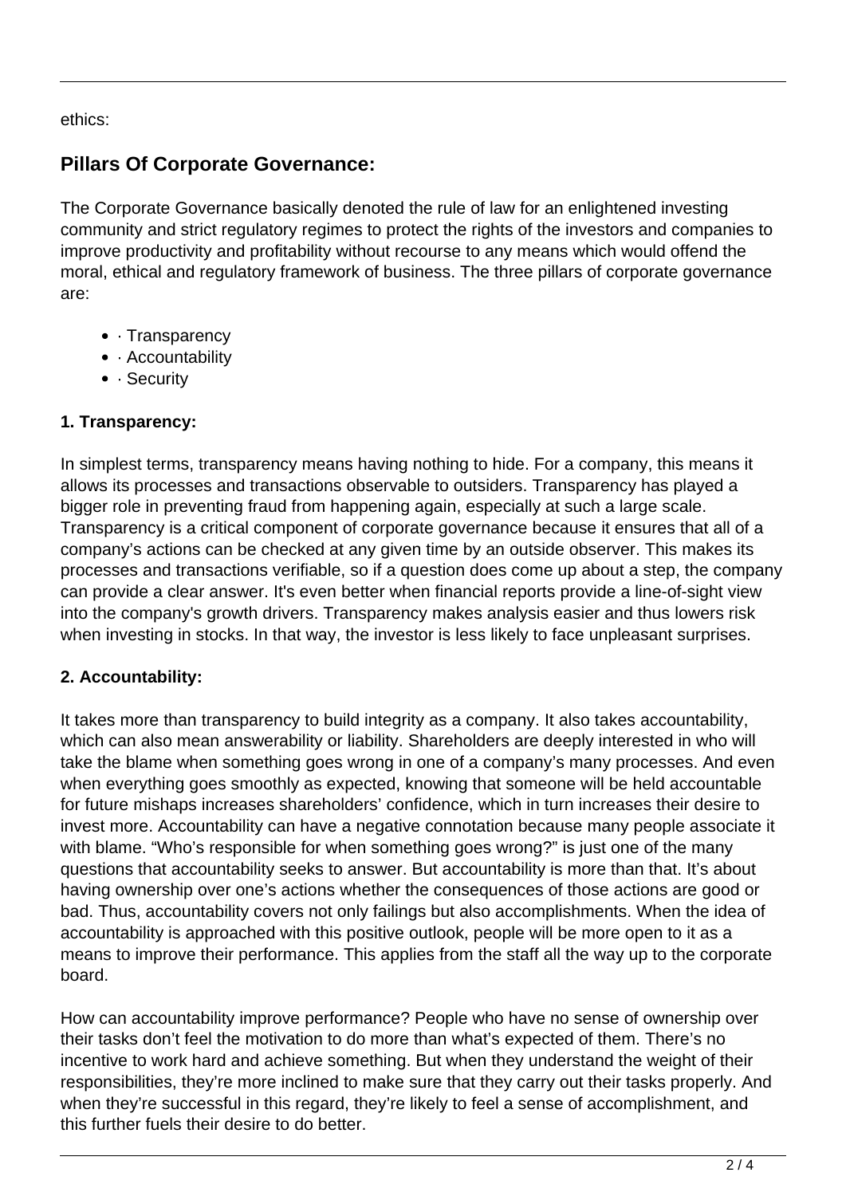ethics:

## Pillars Of Corporate Governance:

The Corporate Governance basically denoted the rule of law for an enlightened investing community and strict regulatory regimes to protect the rights of the investors and companies to improve productivity and profitability without recourse to any means which would offend the moral, ethical and regulatory framework of business. The three pillars of corporate governance are:

- · Transparency
- · Accountability
- · Security

### 1. Transparency:

In simplest terms, transparency means having nothing to hide. For a company, this means it allows its processes and transactions observable to outsiders. Transparency has played a bigger role in preventing fraud from happening again, especially at such a large scale. Transparency is a critical component of corporate governance because it ensures that all of a company's actions can be checked at any given time by an outside observer. This makes its processes and transactions verifiable, so if a question does come up about a step, the company can provide a clear answer. It's even better when financial reports provide a line-of-sight view into the company's growth drivers. Transparency makes analysis easier and thus lowers risk when investing in stocks. In that way, the investor is less likely to face unpleasant surprises.

### 2. Accountability:

It takes more than transparency to build integrity as a company. It also takes accountability, which can also mean answerability or liability. Shareholders are deeply interested in who will take the blame when something goes wrong in one of a company's many processes. And even when everything goes smoothly as expected, knowing that someone will be held accountable for future mishaps increases shareholders' confidence, which in turn increases their desire to invest more. Accountability can have a negative connotation because many people associate it with blame. "Who's responsible for when something goes wrong?" is just one of the many questions that accountability seeks to answer. But accountability is more than that. It's about having ownership over one's actions whether the consequences of those actions are good or bad. Thus, accountability covers not only failings but also accomplishments. When the idea of accountability is approached with this positive outlook, people will be more open to it as a means to improve their performance. This applies from the staff all the way up to the corporate board.

How can accountability improve performance? People who have no sense of ownership over their tasks don't feel the motivation to do more than what's expected of them. There's no incentive to work hard and achieve something. But when they understand the weight of their responsibilities, they're more inclined to make sure that they carry out their tasks properly. And when they're successful in this regard, they're likely to feel a sense of accomplishment, and this further fuels their desire to do better.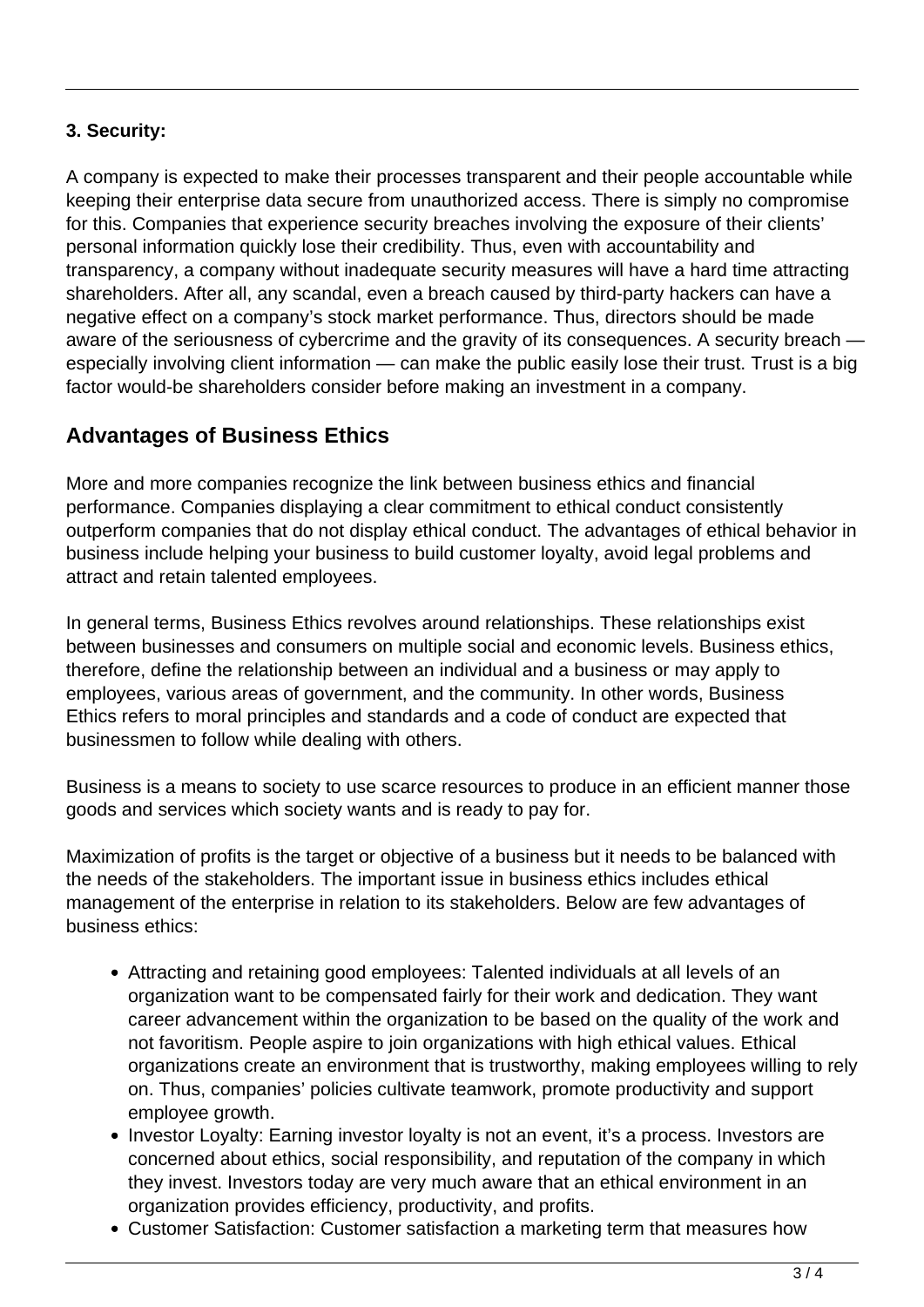**3. Security:**

A company is expected to make their processes transparent and their people accountable while keeping their enterprise data secure from unauthorized access. There is simply no compromise for this. Companies that experience security breaches involving the exposure of their clients' personal information quickly lose their credibility. Thus, even with accountability and transparency, a company without inadequate security measures will have a hard time attracting shareholders. After all, any scandal, even a breach caused by third-party hackers can have a negative effect on a company's stock market performance. Thus, directors should be made aware of the seriousness of cybercrime and the gravity of its consequences. A security breach — especially involving client information — can make the public easily lose their trust. Trust is a big factor would-be shareholders consider before making an investment in a company.

## Advantages of Business Ethics

More and more companies recognize the link between business ethics and financial performance. Companies displaying a clear commitment to ethical conduct consistently outperform companies that do not display ethical conduct. The advantages of ethical behavior in business include helping your business to build customer loyalty, avoid legal problems and attract and retain talented employees.

In general terms, Business Ethics revolves around relationships. These relationships exist between businesses and consumers on multiple social and economic levels. Business ethics, therefore, define the relationship between an individual and a business or may apply to employees, various areas of government, and the community. In other words, Business Ethics refers to moral principles and standards and a code of conduct are expected that businessmen to follow while dealing with others.

Business is a means to society to use scarce resources to produce in an efficient manner those goods and services which society wants and is ready to pay for.

Maximization of profits is the target or objective of a business but it needs to be balanced with the needs of the stakeholders. The important issue in business ethics includes ethical management of the enterprise in relation to its stakeholders. Below are few advantages of business ethics:

- Attracting and retaining good employees: Talented individuals at all levels of an organization want to be compensated fairly for their work and dedication. They want career advancement within the organization to be based on the quality of the work and not favoritism. People aspire to join organizations with high ethical values. Ethical organizations create an environment that is trustworthy, making employees willing to rely on. Thus, companies' policies cultivate teamwork, promote productivity and support employee growth.
- Investor Loyalty: Earning investor loyalty is not an event, it's a process. Investors are concerned about ethics, social responsibility, and reputation of the company in which they invest. Investors today are very much aware that an ethical environment in an organization provides efficiency, productivity, and profits.
- Customer Satisfaction: Customer satisfaction a marketing term that measures how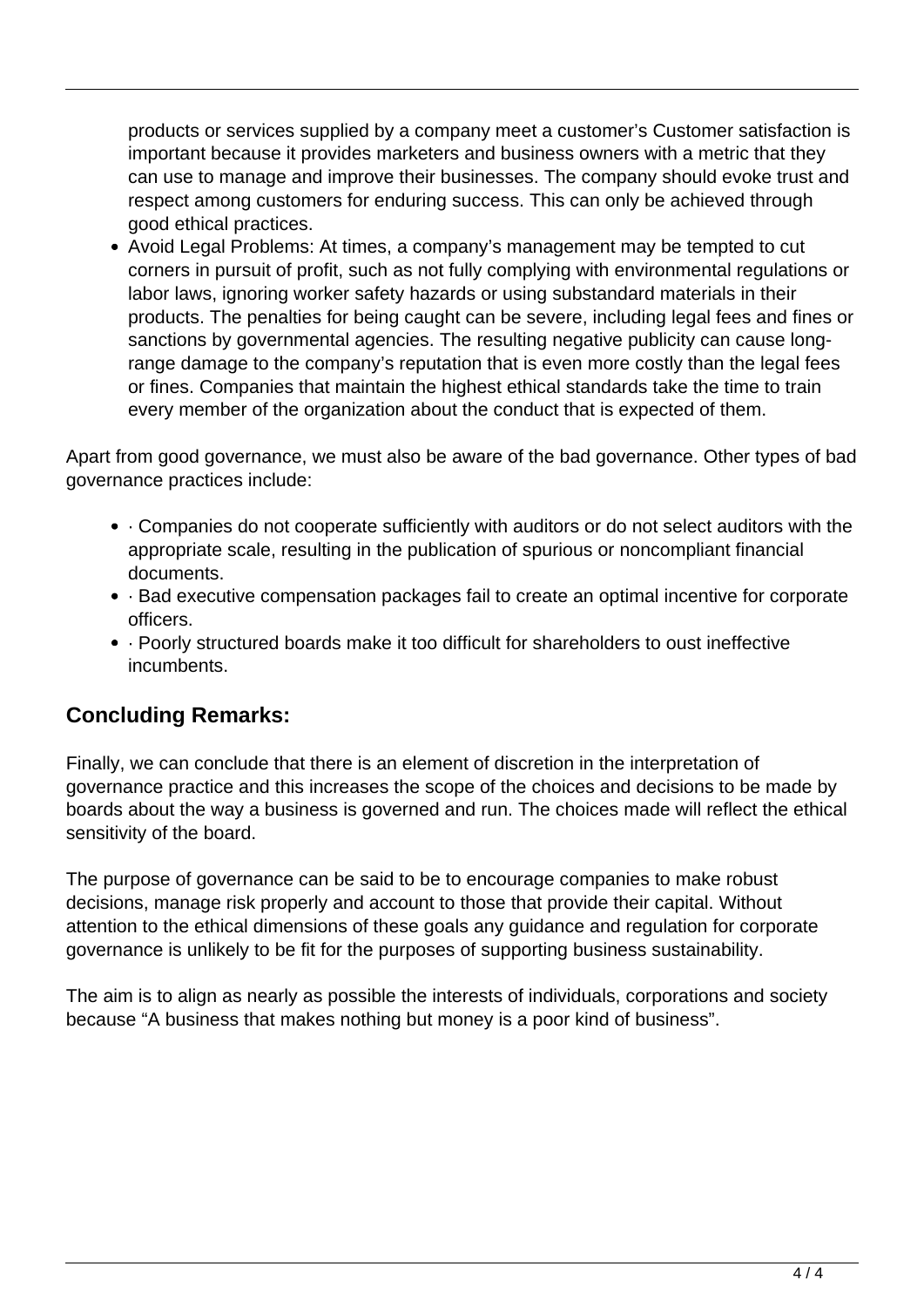products or services supplied by a company meet a customer's Customer satisfaction is important because it provides marketers and business owners with a metric that they can use to manage and improve their businesses. The company should evoke trust and respect among customers for enduring success. This can only be achieved through good ethical practices.

- Avoid Legal Problems: At times, a company's management may be tempted to cut corners in pursuit of profit, such as not fully complying with environmental regulations or labor laws, ignoring worker safety hazards or using substandard materials in their products. The penalties for being caught can be severe, including legal fees and fines or sanctions by governmental agencies. The resulting negative publicity can cause long-range damage to the company's reputation that is even more costly than the legal fees or fines. Companies that maintain the highest ethical standards take the time to train every member of the organization about the conduct that is expected of them.

Apart from good governance, we must also be aware of the bad governance. Other types of bad governance practices include:

- · Companies do not cooperate sufficiently with auditors or do not select auditors with the appropriate scale, resulting in the publication of spurious or noncompliant financial documents.
- · Bad executive compensation packages fail to create an optimal incentive for corporate officers.
- · Poorly structured boards make it too difficult for shareholders to oust ineffective incumbents.

## Concluding Remarks:

Finally, we can conclude that there is an element of discretion in the interpretation of governance practice and this increases the scope of the choices and decisions to be made by boards about the way a business is governed and run. The choices made will reflect the ethical sensitivity of the board.

The purpose of governance can be said to be to encourage companies to make robust decisions, manage risk properly and account to those that provide their capital. Without attention to the ethical dimensions of these goals any guidance and regulation for corporate governance is unlikely to be fit for the purposes of supporting business sustainability.

The aim is to align as nearly as possible the interests of individuals, corporations and society because "A business that makes nothing but money is a poor kind of business".